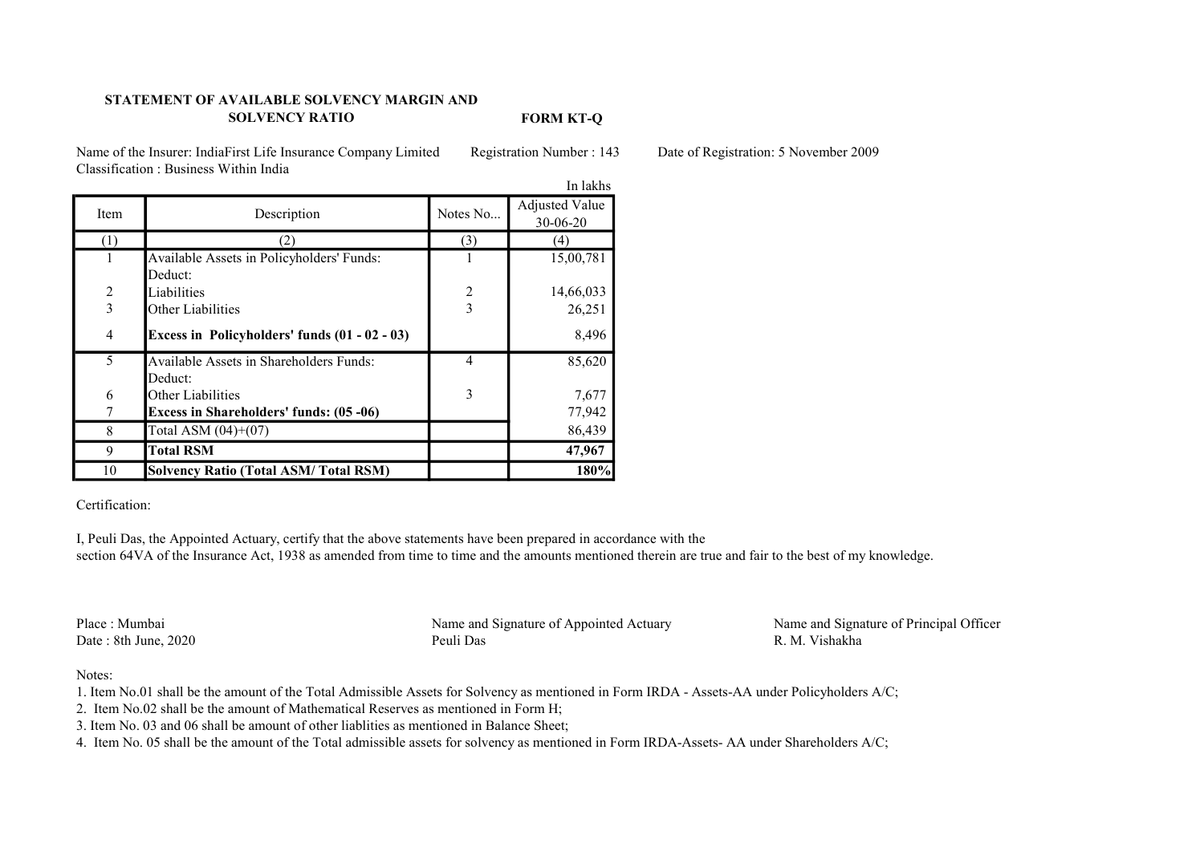**STATEMENT OF AVAILABLE SOLVENCY MARGIN AND SOLVENCY RATIO**

**FORM KT-Q**

Name of the Insurer: IndiaFirst Life Insurance Company Limited  Registration Number : 143  Date of Registration: 5 November 2009

Classification : Business Within India

In lakhs

| Item | Description | Notes No... | Adjusted Value 30-06-20 |
|---|---|---|---|
| (1) | (2) | (3) | (4) |
| 1 | Available Assets in Policyholders' Funds: | 1 | 15,00,781 |
| | Deduct: | | |
| 2 | Liabilities | 2 | 14,66,033 |
| 3 | Other Liabilities | 3 | 26,251 |
| 4 | **Excess in Policyholders' funds (01 - 02 - 03)** | | 8,496 |
| 5 | Available Assets in Shareholders Funds: | 4 | 85,620 |
| | Deduct: | | |
| 6 | Other Liabilities | 3 | 7,677 |
| 7 | **Excess in Shareholders' funds: (05 -06)** | | 77,942 |
| 8 | Total ASM (04)+(07) | | 86,439 |
| 9 | **Total RSM** | | **47,967** |
| 10 | **Solvency Ratio (Total ASM/ Total RSM)** | | **180%** |

Certification:

I, Peuli Das, the Appointed Actuary, certify that the above statements have been prepared in accordance with the section 64VA of the Insurance Act, 1938 as amended from time to time and the amounts mentioned therein are true and fair to the best of my knowledge.

Place : Mumbai
Date : 8th June, 2020

Name and Signature of Appointed Actuary
Peuli Das

Name and Signature of Principal Officer
R. M. Vishakha

Notes:

1. Item No.01 shall be the amount of the Total Admissible Assets for Solvency as mentioned in Form IRDA - Assets-AA under Policyholders A/C;
2. Item No.02 shall be the amount of Mathematical Reserves as mentioned in Form H;
3. Item No. 03 and 06 shall be amount of other liablities as mentioned in Balance Sheet;
4. Item No. 05 shall be the amount of the Total admissible assets for solvency as mentioned in Form IRDA-Assets- AA under Shareholders A/C;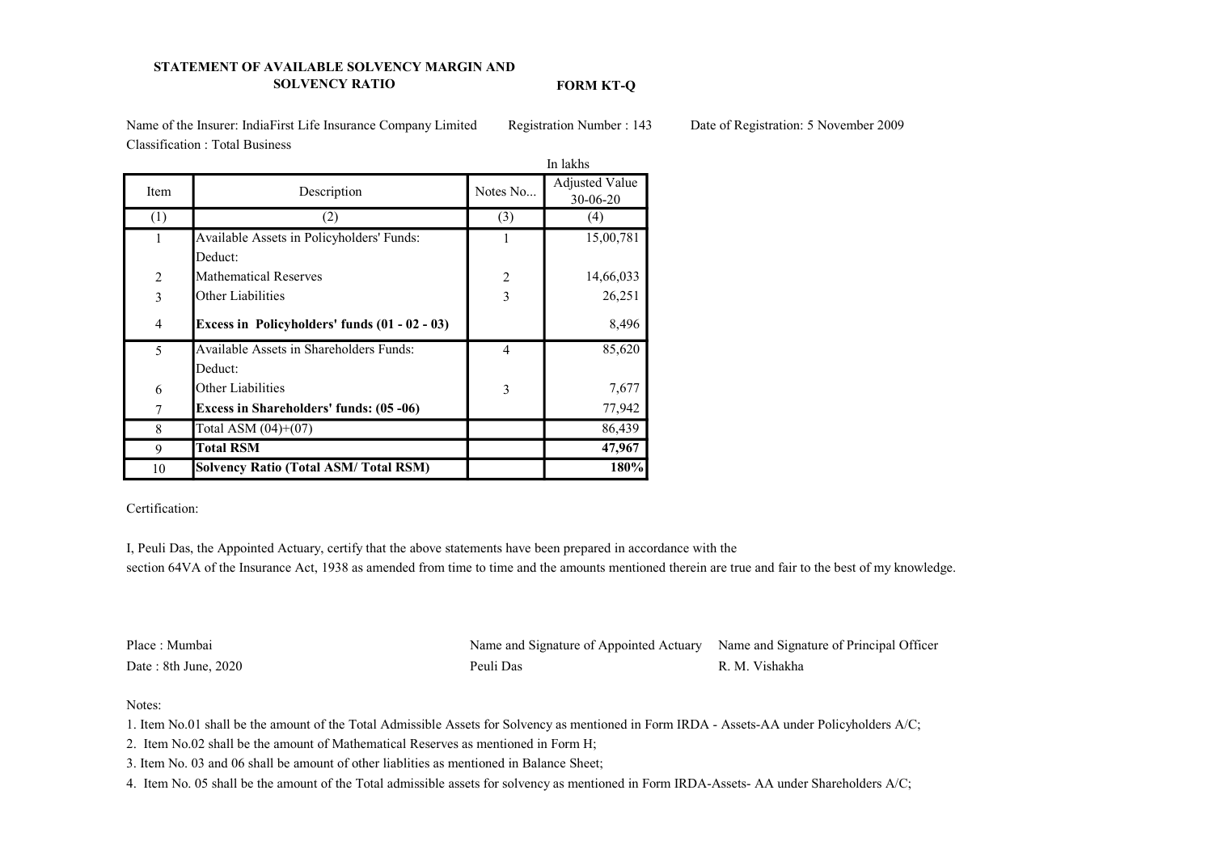**STATEMENT OF AVAILABLE SOLVENCY MARGIN AND SOLVENCY RATIO**

**FORM KT-Q**

Name of the Insurer: IndiaFirst Life Insurance Company Limited　Registration Number : 143　Date of Registration: 5 November 2009

Classification : Total Business

In lakhs

| Item | Description | Notes No... | Adjusted Value 30-06-20 |
|---|---|---|---|
| (1) | (2) | (3) | (4) |
| 1 | Available Assets in Policyholders' Funds: | 1 | 15,00,781 |
| | Deduct: | | |
| 2 | Mathematical Reserves | 2 | 14,66,033 |
| 3 | Other Liabilities | 3 | 26,251 |
| 4 | **Excess in Policyholders' funds (01 - 02 - 03)** | | 8,496 |
| 5 | Available Assets in Shareholders Funds: | 4 | 85,620 |
| | Deduct: | | |
| 6 | Other Liabilities | 3 | 7,677 |
| 7 | **Excess in Shareholders' funds: (05 -06)** | | 77,942 |
| 8 | Total ASM (04)+(07) | | 86,439 |
| 9 | **Total RSM** | | **47,967** |
| 10 | **Solvency Ratio (Total ASM/ Total RSM)** | | **180%** |

Certification:

I, Peuli Das, the Appointed Actuary, certify that the above statements have been prepared in accordance with the section 64VA of the Insurance Act, 1938 as amended from time to time and the amounts mentioned therein are true and fair to the best of my knowledge.

Place : Mumbai

Date : 8th June, 2020

Name and Signature of Appointed Actuary
Peuli Das

Name and Signature of Principal Officer
R. M. Vishakha

Notes:

1. Item No.01 shall be the amount of the Total Admissible Assets for Solvency as mentioned in Form IRDA - Assets-AA under Policyholders A/C;
2. Item No.02 shall be the amount of Mathematical Reserves as mentioned in Form H;
3. Item No. 03 and 06 shall be amount of other liablities as mentioned in Balance Sheet;
4. Item No. 05 shall be the amount of the Total admissible assets for solvency as mentioned in Form IRDA-Assets- AA under Shareholders A/C;